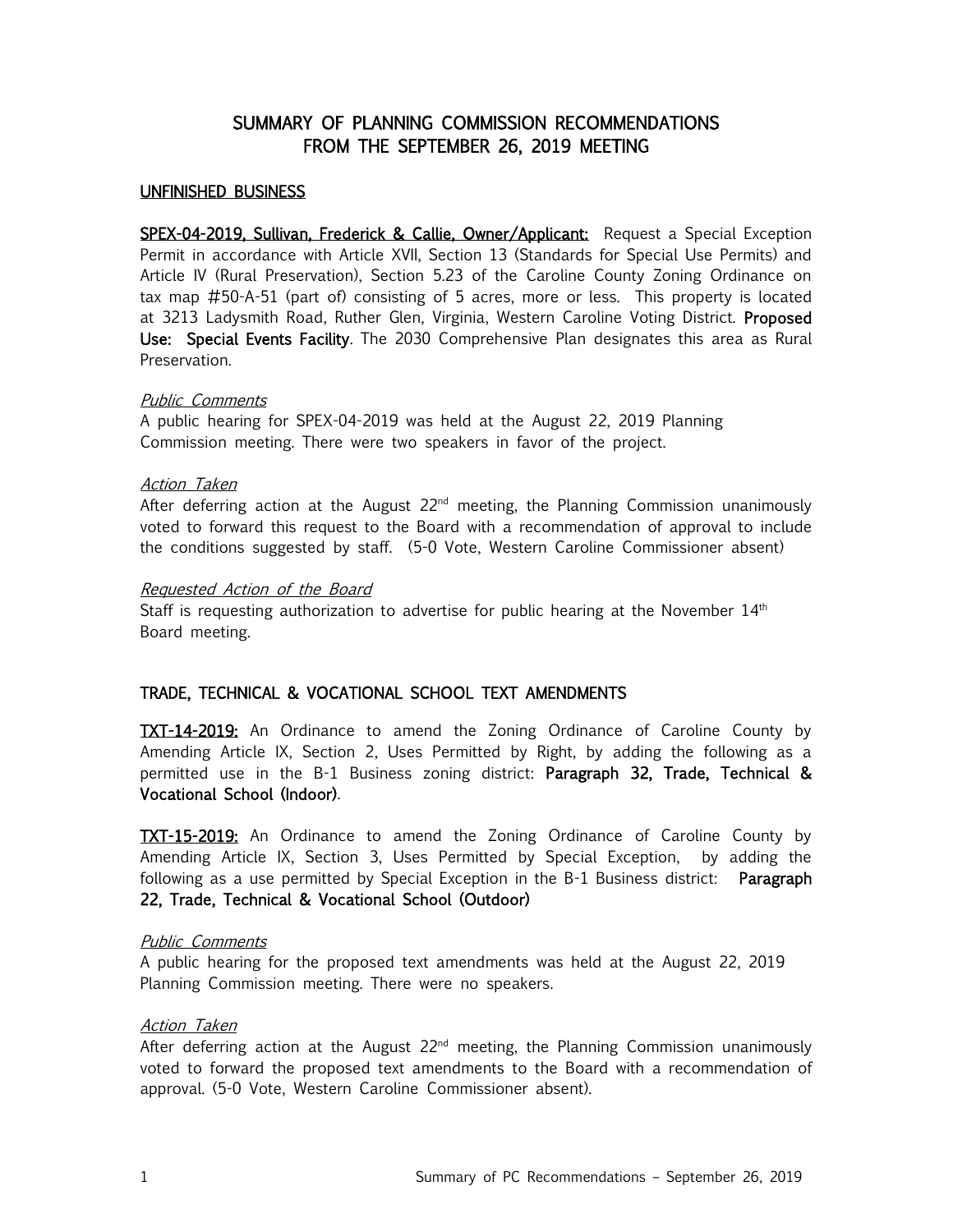# SUMMARY OF PLANNING COMMISSION RECOMMENDATIONS FROM THE SEPTEMBER 26, 2019 MEETING

## UNFINISHED BUSINESS

**SPEX-04-2019, Sullivan, Frederick & Callie, Owner/Applicant:** Request a Special Exception Permit in accordance with Article XVII, Section 13 (Standards for Special Use Permits) and Article IV (Rural Preservation), Section 5.23 of the Caroline County Zoning Ordinance on tax map #50-A-51 (part of) consisting of 5 acres, more or less. This property is located at 3213 Ladysmith Road, Ruther Glen, Virginia, Western Caroline Voting District. **Proposed Use: Special Events Facility**. The 2030 Comprehensive Plan designates this area as Rural Preservation.

*Public Comments*

A public hearing for SPEX-04-2019 was held at the August 22, 2019 Planning Commission meeting. There were two speakers in favor of the project.

*Action Taken*

After deferring action at the August 22nd meeting, the Planning Commission unanimously voted to forward this request to the Board with a recommendation of approval to include the conditions suggested by staff. (5-0 Vote, Western Caroline Commissioner absent)

*Requested Action of the Board*

Staff is requesting authorization to advertise for public hearing at the November 14th Board meeting.

## TRADE, TECHNICAL & VOCATIONAL SCHOOL TEXT AMENDMENTS

**TXT-14-2019:** An Ordinance to amend the Zoning Ordinance of Caroline County by Amending Article IX, Section 2, Uses Permitted by Right, by adding the following as a permitted use in the B-1 Business zoning district: **Paragraph 32, Trade, Technical & Vocational School (Indoor)**.

**TXT-15-2019:** An Ordinance to amend the Zoning Ordinance of Caroline County by Amending Article IX, Section 3, Uses Permitted by Special Exception, by adding the following as a use permitted by Special Exception in the B-1 Business district: **Paragraph 22, Trade, Technical & Vocational School (Outdoor)**

*Public Comments*

A public hearing for the proposed text amendments was held at the August 22, 2019 Planning Commission meeting. There were no speakers.

*Action Taken*

After deferring action at the August 22nd meeting, the Planning Commission unanimously voted to forward the proposed text amendments to the Board with a recommendation of approval. (5-0 Vote, Western Caroline Commissioner absent).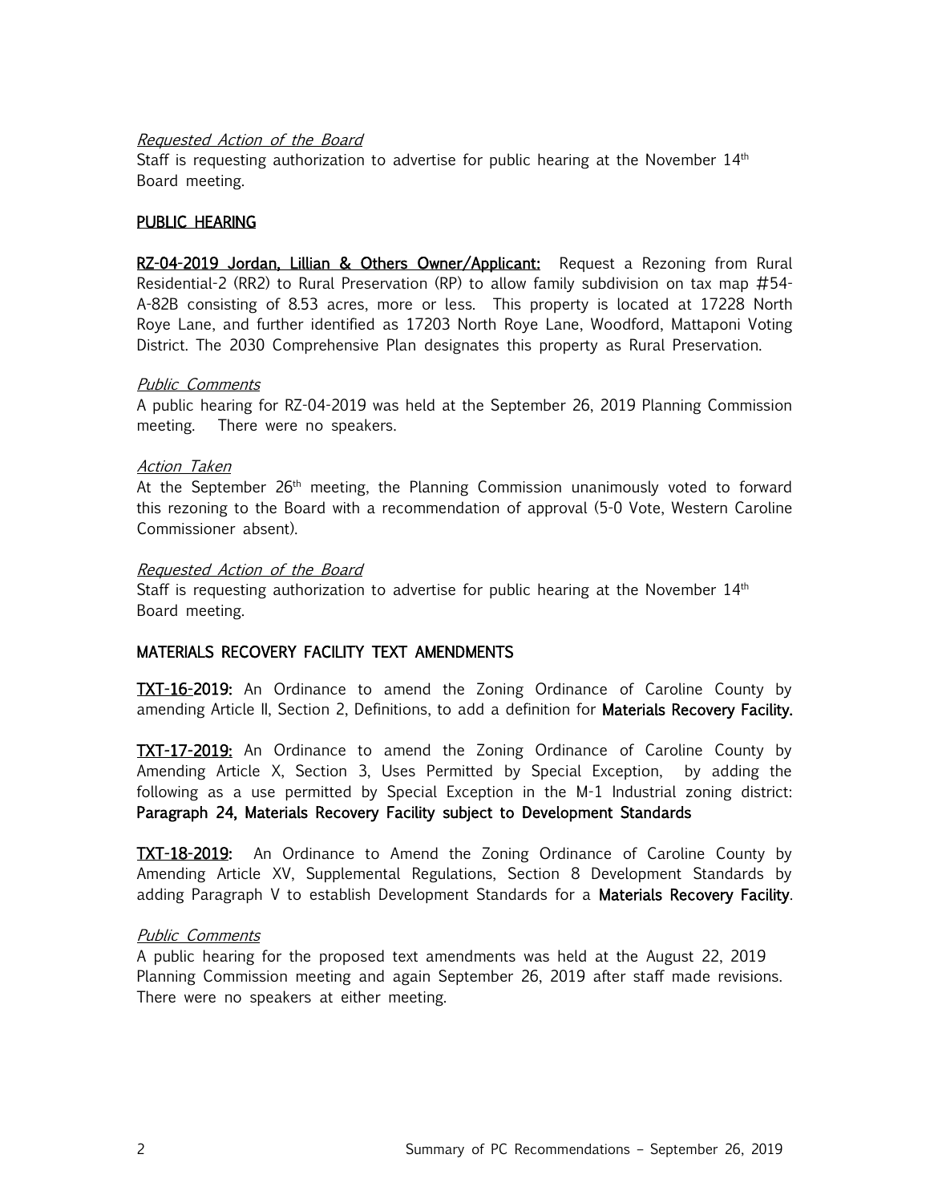*Requested Action of the Board*

Staff is requesting authorization to advertise for public hearing at the November 14th Board meeting.

## PUBLIC HEARING

**RZ-04-2019 Jordan, Lillian & Others Owner/Applicant:** Request a Rezoning from Rural Residential-2 (RR2) to Rural Preservation (RP) to allow family subdivision on tax map #54-A-82B consisting of 8.53 acres, more or less. This property is located at 17228 North Roye Lane, and further identified as 17203 North Roye Lane, Woodford, Mattaponi Voting District. The 2030 Comprehensive Plan designates this property as Rural Preservation.

*Public Comments*

A public hearing for RZ-04-2019 was held at the September 26, 2019 Planning Commission meeting. There were no speakers.

*Action Taken*

At the September 26th meeting, the Planning Commission unanimously voted to forward this rezoning to the Board with a recommendation of approval (5-0 Vote, Western Caroline Commissioner absent).

*Requested Action of the Board*

Staff is requesting authorization to advertise for public hearing at the November 14th Board meeting.

## MATERIALS RECOVERY FACILITY TEXT AMENDMENTS

**TXT-16-2019:** An Ordinance to amend the Zoning Ordinance of Caroline County by amending Article II, Section 2, Definitions, to add a definition for **Materials Recovery Facility.**

**TXT-17-2019:** An Ordinance to amend the Zoning Ordinance of Caroline County by Amending Article X, Section 3, Uses Permitted by Special Exception, by adding the following as a use permitted by Special Exception in the M-1 Industrial zoning district: **Paragraph 24, Materials Recovery Facility subject to Development Standards**

**TXT-18-2019:** An Ordinance to Amend the Zoning Ordinance of Caroline County by Amending Article XV, Supplemental Regulations, Section 8 Development Standards by adding Paragraph V to establish Development Standards for a **Materials Recovery Facility**.

*Public Comments*

A public hearing for the proposed text amendments was held at the August 22, 2019 Planning Commission meeting and again September 26, 2019 after staff made revisions. There were no speakers at either meeting.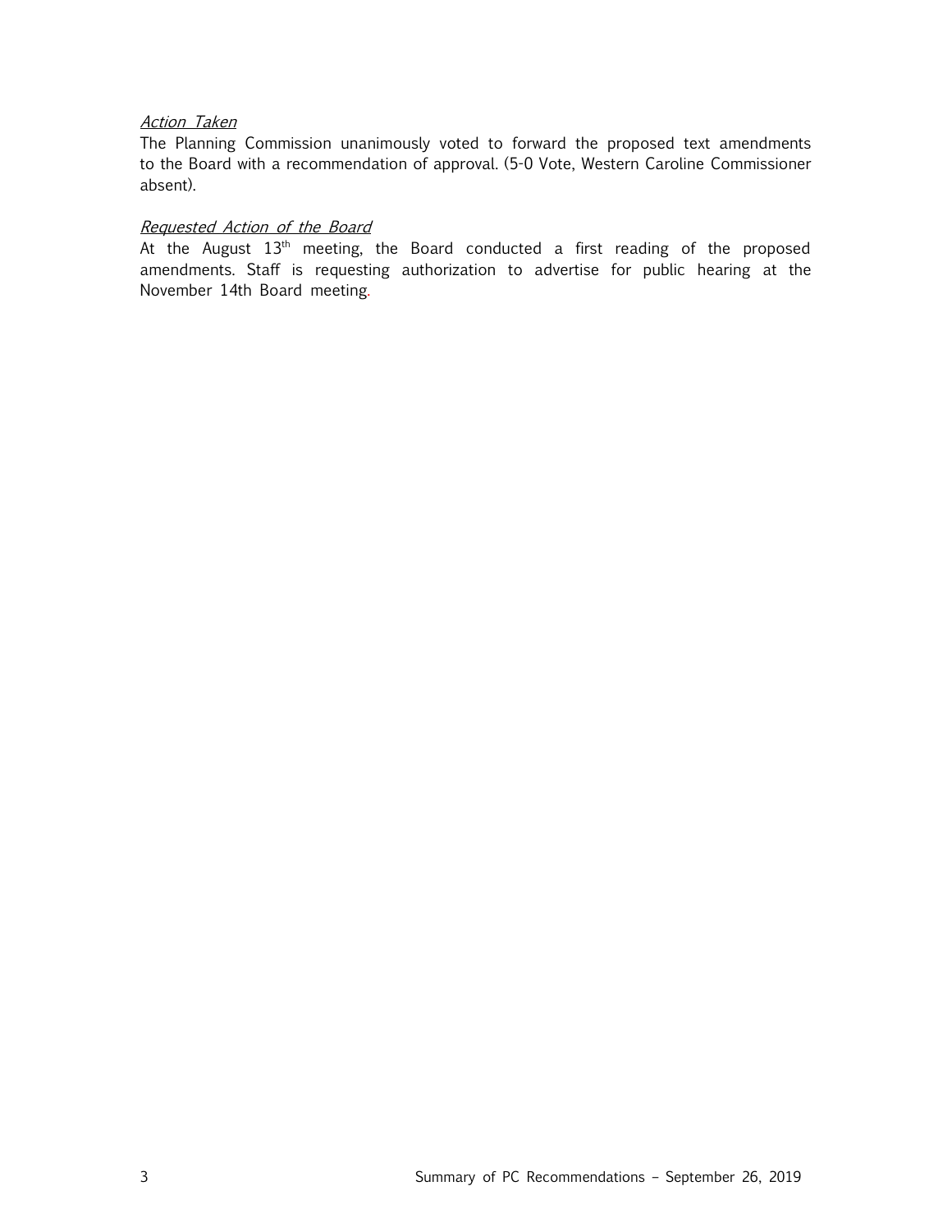*Action Taken*

The Planning Commission unanimously voted to forward the proposed text amendments to the Board with a recommendation of approval. (5-0 Vote, Western Caroline Commissioner absent).

*Requested Action of the Board*

At the August 13th meeting, the Board conducted a first reading of the proposed amendments. Staff is requesting authorization to advertise for public hearing at the November 14th Board meeting.